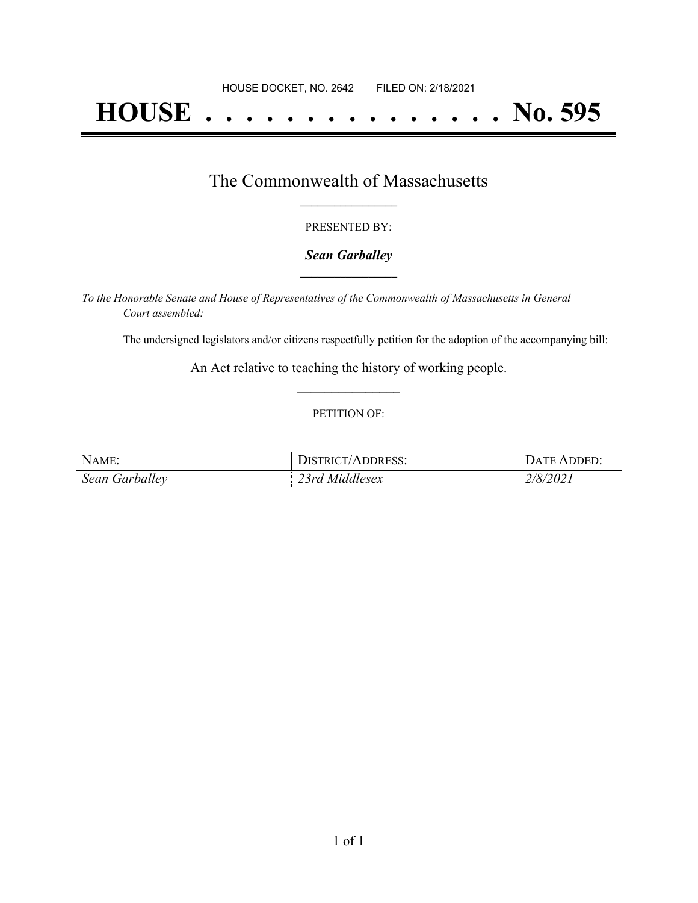HOUSE DOCKET, NO. 2642 FILED ON: 2/18/2021

# HOUSE . . . . . . . . . . . . . . . No. 595

## The Commonwealth of Massachusetts

PRESENTED BY:

***Sean Garballey***

*To the Honorable Senate and House of Representatives of the Commonwealth of Massachusetts in General Court assembled:*

The undersigned legislators and/or citizens respectfully petition for the adoption of the accompanying bill:

An Act relative to teaching the history of working people.

PETITION OF:

| NAME: | DISTRICT/ADDRESS: | DATE ADDED: |
| --- | --- | --- |
| *Sean Garballey* | *23rd Middlesex* | *2/8/2021* |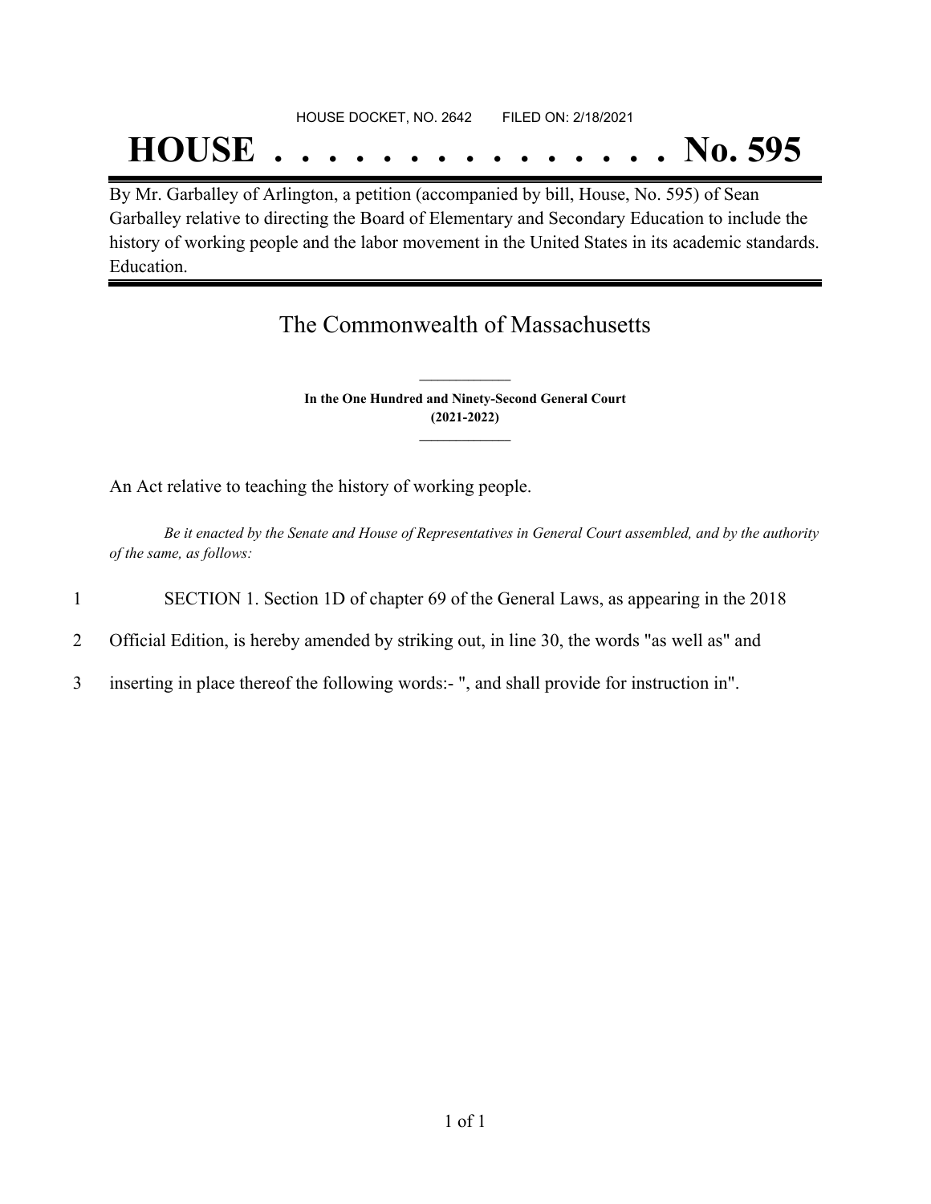HOUSE DOCKET, NO. 2642 FILED ON: 2/18/2021

# HOUSE . . . . . . . . . . . . . . . No. 595

By Mr. Garballey of Arlington, a petition (accompanied by bill, House, No. 595) of Sean Garballey relative to directing the Board of Elementary and Secondary Education to include the history of working people and the labor movement in the United States in its academic standards. Education.

## The Commonwealth of Massachusetts

**In the One Hundred and Ninety-Second General Court**
**(2021-2022)**

An Act relative to teaching the history of working people.

*Be it enacted by the Senate and House of Representatives in General Court assembled, and by the authority of the same, as follows:*

1 SECTION 1. Section 1D of chapter 69 of the General Laws, as appearing in the 2018
2 Official Edition, is hereby amended by striking out, in line 30, the words "as well as" and
3 inserting in place thereof the following words:- ", and shall provide for instruction in".